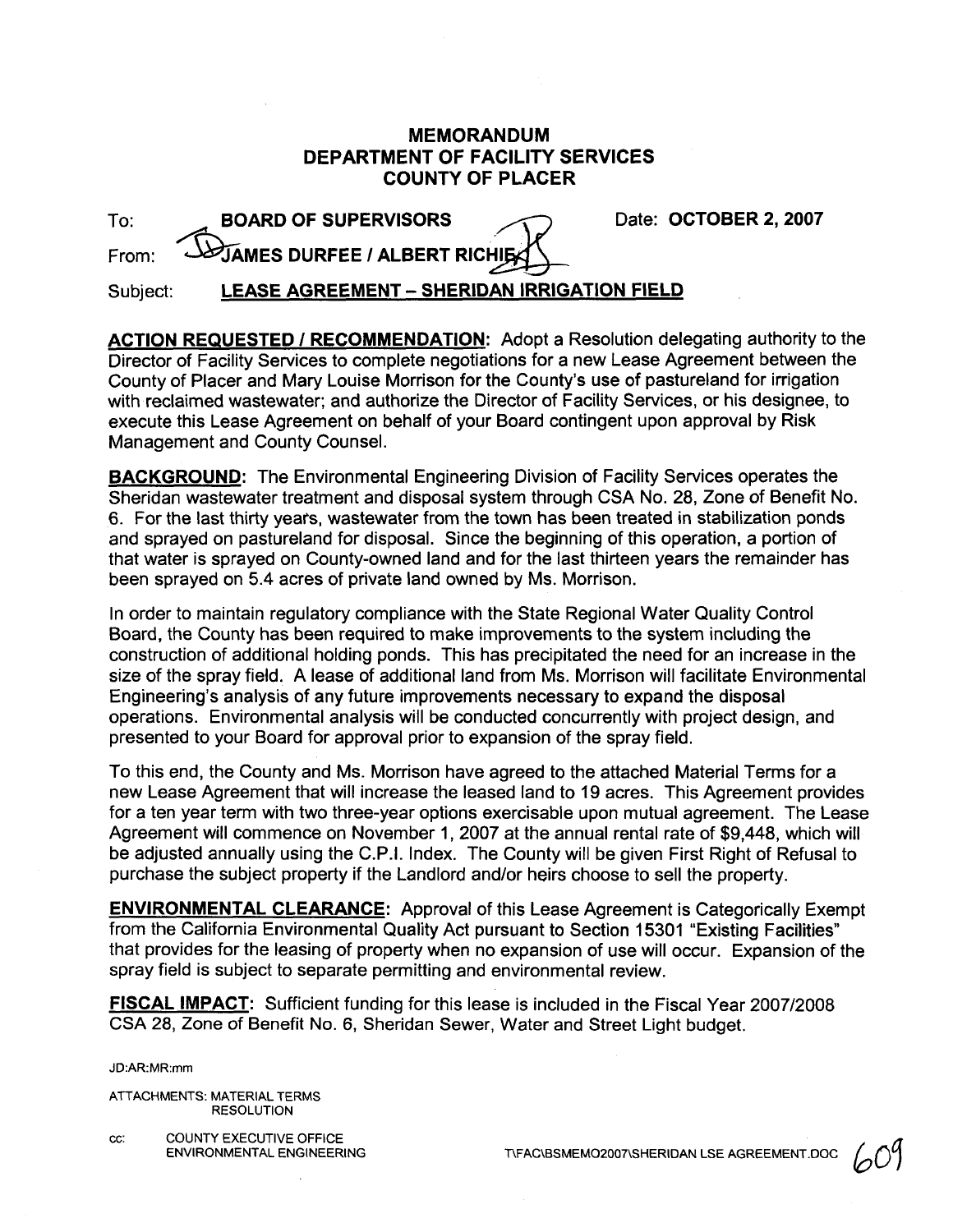# MEMORANDUM
# DEPARTMENT OF FACILITY SERVICES
# COUNTY OF PLACER

To: **BOARD OF SUPERVISORS** Date: **OCTOBER 2, 2007**

From: **JAMES DURFEE / ALBERT RICHIE**

Subject: **LEASE AGREEMENT – SHERIDAN IRRIGATION FIELD**

**ACTION REQUESTED / RECOMMENDATION:** Adopt a Resolution delegating authority to the Director of Facility Services to complete negotiations for a new Lease Agreement between the County of Placer and Mary Louise Morrison for the County's use of pastureland for irrigation with reclaimed wastewater; and authorize the Director of Facility Services, or his designee, to execute this Lease Agreement on behalf of your Board contingent upon approval by Risk Management and County Counsel.

**BACKGROUND:** The Environmental Engineering Division of Facility Services operates the Sheridan wastewater treatment and disposal system through CSA No. 28, Zone of Benefit No. 6. For the last thirty years, wastewater from the town has been treated in stabilization ponds and sprayed on pastureland for disposal. Since the beginning of this operation, a portion of that water is sprayed on County-owned land and for the last thirteen years the remainder has been sprayed on 5.4 acres of private land owned by Ms. Morrison.

In order to maintain regulatory compliance with the State Regional Water Quality Control Board, the County has been required to make improvements to the system including the construction of additional holding ponds. This has precipitated the need for an increase in the size of the spray field. A lease of additional land from Ms. Morrison will facilitate Environmental Engineering's analysis of any future improvements necessary to expand the disposal operations. Environmental analysis will be conducted concurrently with project design, and presented to your Board for approval prior to expansion of the spray field.

To this end, the County and Ms. Morrison have agreed to the attached Material Terms for a new Lease Agreement that will increase the leased land to 19 acres. This Agreement provides for a ten year term with two three-year options exercisable upon mutual agreement. The Lease Agreement will commence on November 1, 2007 at the annual rental rate of $9,448, which will be adjusted annually using the C.P.I. Index. The County will be given First Right of Refusal to purchase the subject property if the Landlord and/or heirs choose to sell the property.

**ENVIRONMENTAL CLEARANCE:** Approval of this Lease Agreement is Categorically Exempt from the California Environmental Quality Act pursuant to Section 15301 "Existing Facilities" that provides for the leasing of property when no expansion of use will occur. Expansion of the spray field is subject to separate permitting and environmental review.

**FISCAL IMPACT:** Sufficient funding for this lease is included in the Fiscal Year 2007/2008 CSA 28, Zone of Benefit No. 6, Sheridan Sewer, Water and Street Light budget.

JD:AR:MR:mm

ATTACHMENTS: MATERIAL TERMS
RESOLUTION

cc: COUNTY EXECUTIVE OFFICE
ENVIRONMENTAL ENGINEERING

T:\FAC\BSMEMO2007\SHERIDAN LSE AGREEMENT.DOC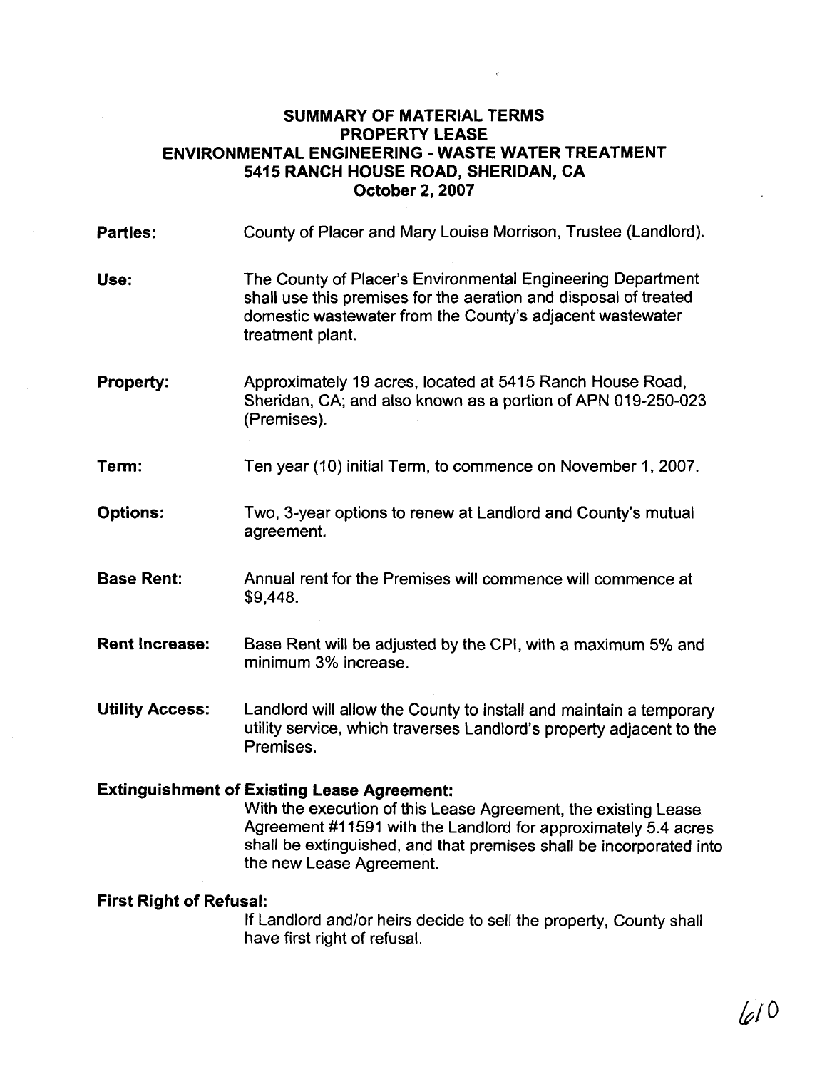# SUMMARY OF MATERIAL TERMS
# PROPERTY LEASE
# ENVIRONMENTAL ENGINEERING - WASTE WATER TREATMENT
# 5415 RANCH HOUSE ROAD, SHERIDAN, CA
# October 2, 2007

**Parties:** County of Placer and Mary Louise Morrison, Trustee (Landlord).

**Use:** The County of Placer's Environmental Engineering Department shall use this premises for the aeration and disposal of treated domestic wastewater from the County's adjacent wastewater treatment plant.

**Property:** Approximately 19 acres, located at 5415 Ranch House Road, Sheridan, CA; and also known as a portion of APN 019-250-023 (Premises).

**Term:** Ten year (10) initial Term, to commence on November 1, 2007.

**Options:** Two, 3-year options to renew at Landlord and County's mutual agreement.

**Base Rent:** Annual rent for the Premises will commence will commence at $9,448.

**Rent Increase:** Base Rent will be adjusted by the CPI, with a maximum 5% and minimum 3% increase.

**Utility Access:** Landlord will allow the County to install and maintain a temporary utility service, which traverses Landlord's property adjacent to the Premises.

**Extinguishment of Existing Lease Agreement:**
With the execution of this Lease Agreement, the existing Lease Agreement #11591 with the Landlord for approximately 5.4 acres shall be extinguished, and that premises shall be incorporated into the new Lease Agreement.

**First Right of Refusal:**
If Landlord and/or heirs decide to sell the property, County shall have first right of refusal.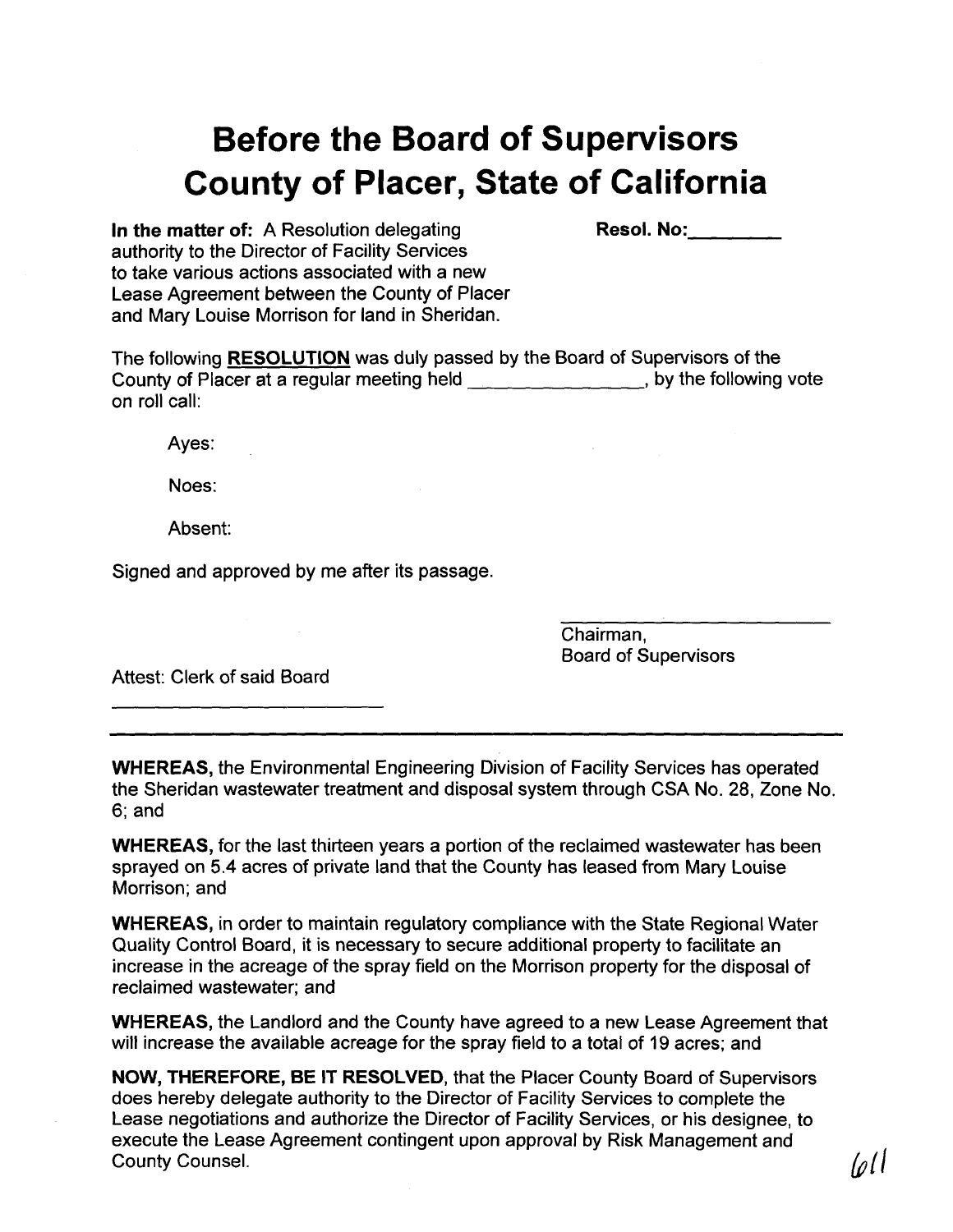# Before the Board of Supervisors County of Placer, State of California

**In the matter of:** A Resolution delegating authority to the Director of Facility Services to take various actions associated with a new Lease Agreement between the County of Placer and Mary Louise Morrison for land in Sheridan.

**Resol. No:**________

The following **RESOLUTION** was duly passed by the Board of Supervisors of the County of Placer at a regular meeting held ________________, by the following vote on roll call:

Ayes:

Noes:

Absent:

Signed and approved by me after its passage.

________________________
Chairman,
Board of Supervisors

Attest: Clerk of said Board

________________________

---

**WHEREAS,** the Environmental Engineering Division of Facility Services has operated the Sheridan wastewater treatment and disposal system through CSA No. 28, Zone No. 6; and

**WHEREAS,** for the last thirteen years a portion of the reclaimed wastewater has been sprayed on 5.4 acres of private land that the County has leased from Mary Louise Morrison; and

**WHEREAS,** in order to maintain regulatory compliance with the State Regional Water Quality Control Board, it is necessary to secure additional property to facilitate an increase in the acreage of the spray field on the Morrison property for the disposal of reclaimed wastewater; and

**WHEREAS,** the Landlord and the County have agreed to a new Lease Agreement that will increase the available acreage for the spray field to a total of 19 acres; and

**NOW, THEREFORE, BE IT RESOLVED,** that the Placer County Board of Supervisors does hereby delegate authority to the Director of Facility Services to complete the Lease negotiations and authorize the Director of Facility Services, or his designee, to execute the Lease Agreement contingent upon approval by Risk Management and County Counsel.